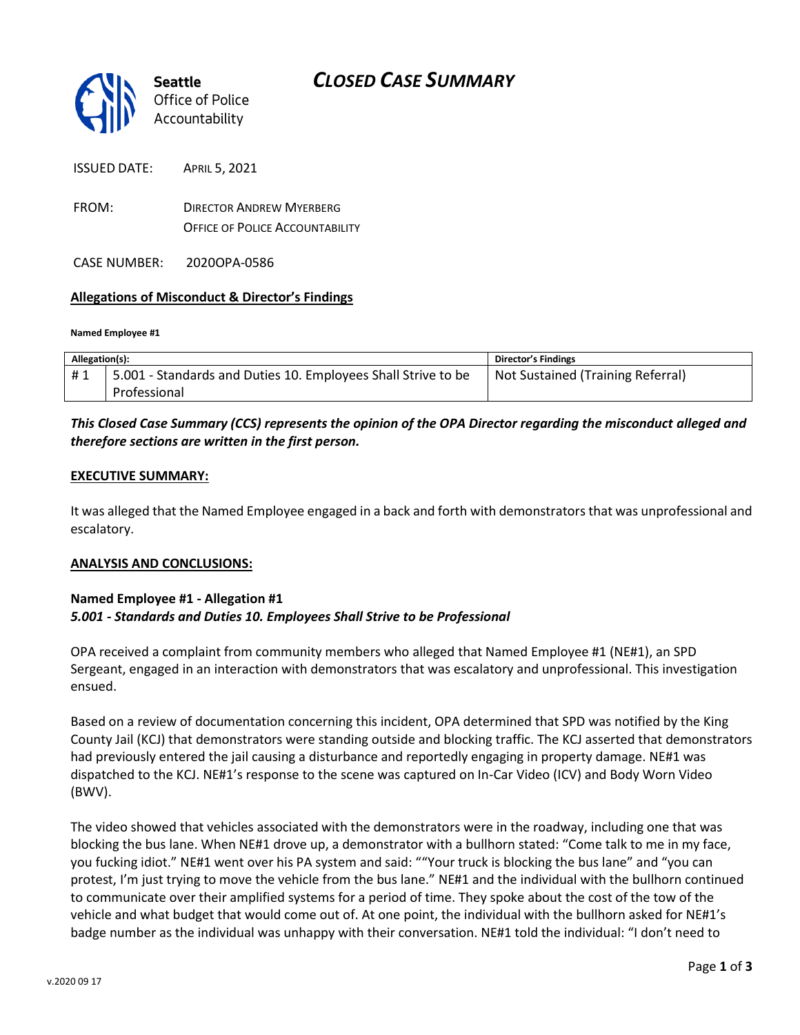**Seattle** Office of Police Accountability

# CLOSED CASE SUMMARY

ISSUED DATE: APRIL 5, 2021

FROM: DIRECTOR ANDREW MYERBERG
OFFICE OF POLICE ACCOUNTABILITY

CASE NUMBER: 2020OPA-0586

**Allegations of Misconduct & Director's Findings**

**Named Employee #1**

| Allegation(s): | | Director's Findings |
|---|---|---|
| # 1 | 5.001 - Standards and Duties 10. Employees Shall Strive to be Professional | Not Sustained (Training Referral) |

***This Closed Case Summary (CCS) represents the opinion of the OPA Director regarding the misconduct alleged and therefore sections are written in the first person.***

**EXECUTIVE SUMMARY:**

It was alleged that the Named Employee engaged in a back and forth with demonstrators that was unprofessional and escalatory.

**ANALYSIS AND CONCLUSIONS:**

**Named Employee #1 - Allegation #1**
***5.001 - Standards and Duties 10. Employees Shall Strive to be Professional***

OPA received a complaint from community members who alleged that Named Employee #1 (NE#1), an SPD Sergeant, engaged in an interaction with demonstrators that was escalatory and unprofessional. This investigation ensued.

Based on a review of documentation concerning this incident, OPA determined that SPD was notified by the King County Jail (KCJ) that demonstrators were standing outside and blocking traffic. The KCJ asserted that demonstrators had previously entered the jail causing a disturbance and reportedly engaging in property damage. NE#1 was dispatched to the KCJ. NE#1's response to the scene was captured on In-Car Video (ICV) and Body Worn Video (BWV).

The video showed that vehicles associated with the demonstrators were in the roadway, including one that was blocking the bus lane. When NE#1 drove up, a demonstrator with a bullhorn stated: "Come talk to me in my face, you fucking idiot." NE#1 went over his PA system and said: ""Your truck is blocking the bus lane" and "you can protest, I'm just trying to move the vehicle from the bus lane." NE#1 and the individual with the bullhorn continued to communicate over their amplified systems for a period of time. They spoke about the cost of the tow of the vehicle and what budget that would come out of. At one point, the individual with the bullhorn asked for NE#1's badge number as the individual was unhappy with their conversation. NE#1 told the individual: "I don't need to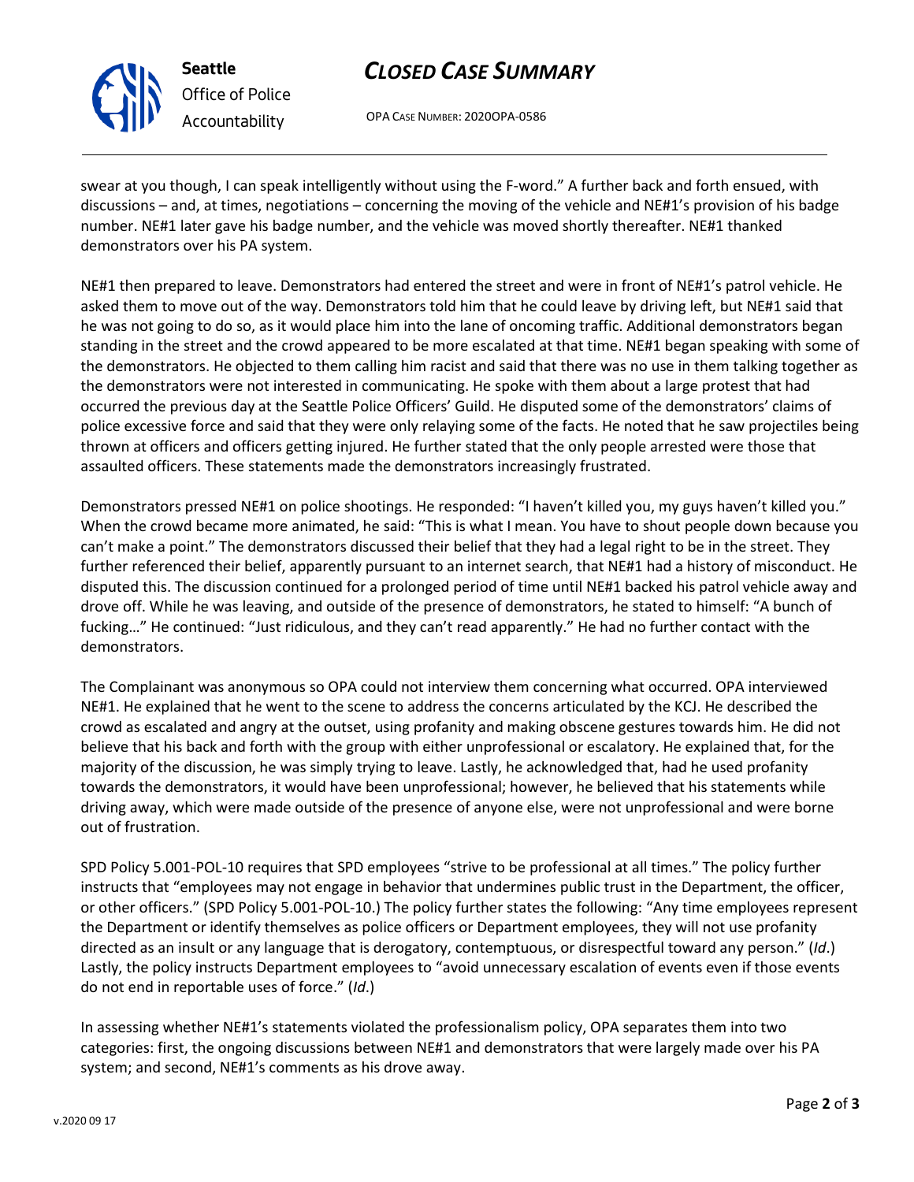swear at you though, I can speak intelligently without using the F-word." A further back and forth ensued, with discussions – and, at times, negotiations – concerning the moving of the vehicle and NE#1's provision of his badge number. NE#1 later gave his badge number, and the vehicle was moved shortly thereafter. NE#1 thanked demonstrators over his PA system.

NE#1 then prepared to leave. Demonstrators had entered the street and were in front of NE#1's patrol vehicle. He asked them to move out of the way. Demonstrators told him that he could leave by driving left, but NE#1 said that he was not going to do so, as it would place him into the lane of oncoming traffic. Additional demonstrators began standing in the street and the crowd appeared to be more escalated at that time. NE#1 began speaking with some of the demonstrators. He objected to them calling him racist and said that there was no use in them talking together as the demonstrators were not interested in communicating. He spoke with them about a large protest that had occurred the previous day at the Seattle Police Officers' Guild. He disputed some of the demonstrators' claims of police excessive force and said that they were only relaying some of the facts. He noted that he saw projectiles being thrown at officers and officers getting injured. He further stated that the only people arrested were those that assaulted officers. These statements made the demonstrators increasingly frustrated.

Demonstrators pressed NE#1 on police shootings. He responded: "I haven't killed you, my guys haven't killed you." When the crowd became more animated, he said: "This is what I mean. You have to shout people down because you can't make a point." The demonstrators discussed their belief that they had a legal right to be in the street. They further referenced their belief, apparently pursuant to an internet search, that NE#1 had a history of misconduct. He disputed this. The discussion continued for a prolonged period of time until NE#1 backed his patrol vehicle away and drove off. While he was leaving, and outside of the presence of demonstrators, he stated to himself: "A bunch of fucking…" He continued: "Just ridiculous, and they can't read apparently." He had no further contact with the demonstrators.

The Complainant was anonymous so OPA could not interview them concerning what occurred. OPA interviewed NE#1. He explained that he went to the scene to address the concerns articulated by the KCJ. He described the crowd as escalated and angry at the outset, using profanity and making obscene gestures towards him. He did not believe that his back and forth with the group with either unprofessional or escalatory. He explained that, for the majority of the discussion, he was simply trying to leave. Lastly, he acknowledged that, had he used profanity towards the demonstrators, it would have been unprofessional; however, he believed that his statements while driving away, which were made outside of the presence of anyone else, were not unprofessional and were borne out of frustration.

SPD Policy 5.001-POL-10 requires that SPD employees "strive to be professional at all times." The policy further instructs that "employees may not engage in behavior that undermines public trust in the Department, the officer, or other officers." (SPD Policy 5.001-POL-10.) The policy further states the following: "Any time employees represent the Department or identify themselves as police officers or Department employees, they will not use profanity directed as an insult or any language that is derogatory, contemptuous, or disrespectful toward any person." (*Id*.) Lastly, the policy instructs Department employees to "avoid unnecessary escalation of events even if those events do not end in reportable uses of force." (*Id*.)

In assessing whether NE#1's statements violated the professionalism policy, OPA separates them into two categories: first, the ongoing discussions between NE#1 and demonstrators that were largely made over his PA system; and second, NE#1's comments as his drove away.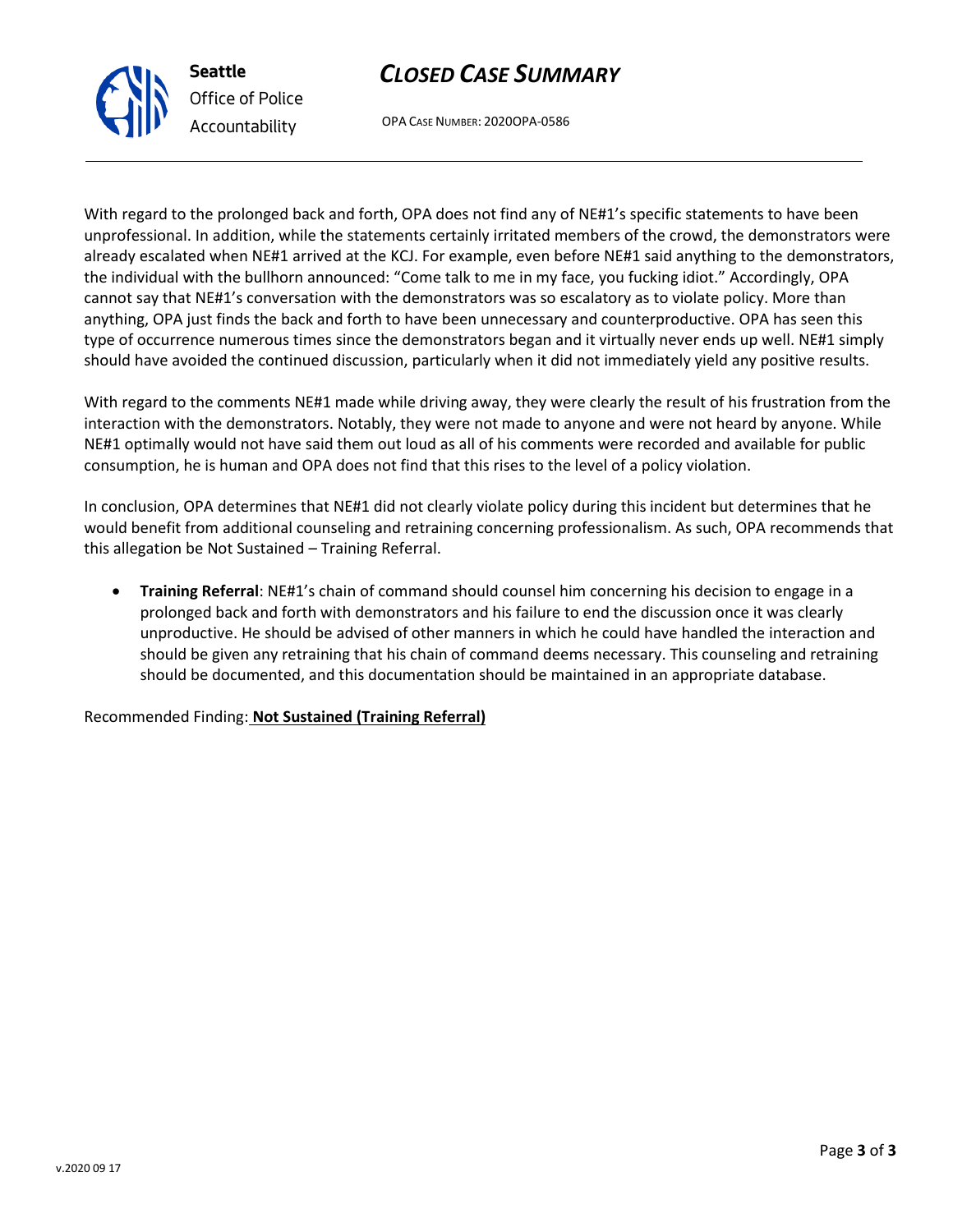With regard to the prolonged back and forth, OPA does not find any of NE#1's specific statements to have been unprofessional. In addition, while the statements certainly irritated members of the crowd, the demonstrators were already escalated when NE#1 arrived at the KCJ. For example, even before NE#1 said anything to the demonstrators, the individual with the bullhorn announced: "Come talk to me in my face, you fucking idiot." Accordingly, OPA cannot say that NE#1's conversation with the demonstrators was so escalatory as to violate policy. More than anything, OPA just finds the back and forth to have been unnecessary and counterproductive. OPA has seen this type of occurrence numerous times since the demonstrators began and it virtually never ends up well. NE#1 simply should have avoided the continued discussion, particularly when it did not immediately yield any positive results.

With regard to the comments NE#1 made while driving away, they were clearly the result of his frustration from the interaction with the demonstrators. Notably, they were not made to anyone and were not heard by anyone. While NE#1 optimally would not have said them out loud as all of his comments were recorded and available for public consumption, he is human and OPA does not find that this rises to the level of a policy violation.

In conclusion, OPA determines that NE#1 did not clearly violate policy during this incident but determines that he would benefit from additional counseling and retraining concerning professionalism. As such, OPA recommends that this allegation be Not Sustained – Training Referral.

- **Training Referral**: NE#1's chain of command should counsel him concerning his decision to engage in a prolonged back and forth with demonstrators and his failure to end the discussion once it was clearly unproductive. He should be advised of other manners in which he could have handled the interaction and should be given any retraining that his chain of command deems necessary. This counseling and retraining should be documented, and this documentation should be maintained in an appropriate database.

Recommended Finding: **Not Sustained (Training Referral)**